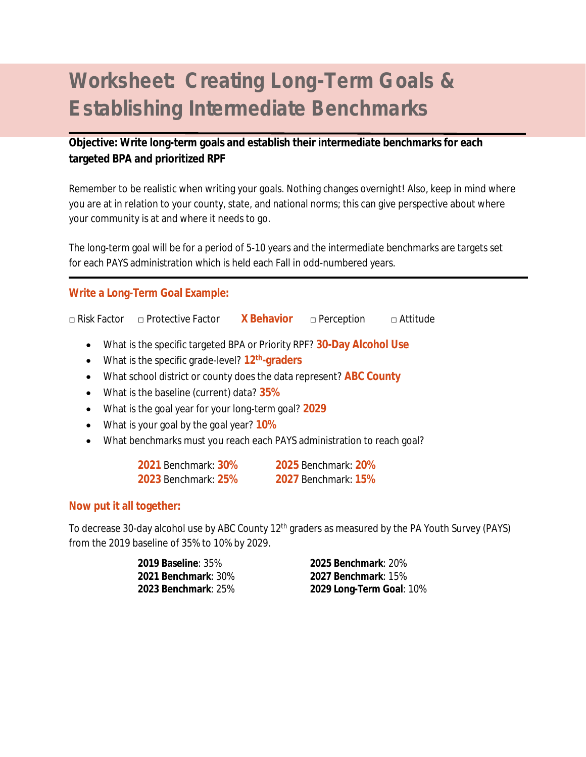# Worksheet: Creating Long-Term Goals & Establishing Intermediate Benchmarks

**Objective: Write long-term goals and establish their intermediate benchmarks for each targeted BPA and prioritized RPF**

Remember to be realistic when writing your goals. Nothing changes overnight! Also, keep in mind where you are at in relation to your county, state, and national norms; this can give perspective about where your community is at and where it needs to go.

The long-term goal will be for a period of 5-10 years and the intermediate benchmarks are targets set for each PAYS administration which is held each Fall in odd-numbered years.

## Write a Long-Term Goal Example:

□ Risk Factor □ Protective Factor **X Behavior** □ Perception □ Attitude

- What is the specific targeted BPA or Priority RPF? **30-Day Alcohol Use**
- What is the specific grade-level? **12th-graders**
- What school district or county does the data represent? **ABC County**
- What is the baseline (current) data? **35%**
- What is the goal year for your long-term goal? **2029**
- What is your goal by the goal year? **10%**
- What benchmarks must you reach each PAYS administration to reach goal?

**2021** Benchmark: **30%**
**2023** Benchmark: **25%**
**2025** Benchmark: **20%**
**2027** Benchmark: **15%**

## Now put it all together:

To decrease 30-day alcohol use by ABC County 12th graders as measured by the PA Youth Survey (PAYS) from the 2019 baseline of 35% to 10% by 2029.

**2019 Baseline**: 35%
**2021 Benchmark**: 30%
**2023 Benchmark**: 25%
**2025 Benchmark**: 20%
**2027 Benchmark**: 15%
**2029 Long-Term Goal**: 10%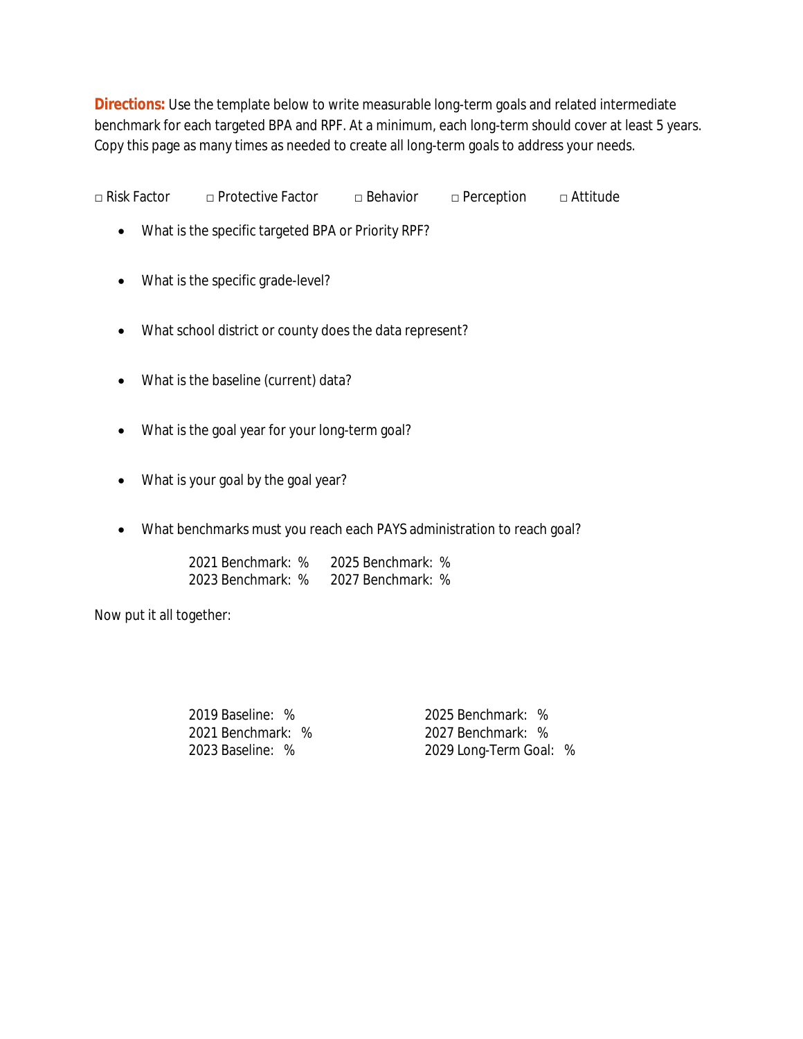**Directions:** Use the template below to write measurable long-term goals and related intermediate benchmark for each targeted BPA and RPF. At a minimum, each long-term should cover at least 5 years. Copy this page as many times as needed to create all long-term goals to address your needs.

□ Risk Factor □ Protective Factor □ Behavior □ Perception □ Attitude

- What is the specific targeted BPA or Priority RPF?
- What is the specific grade-level?
- What school district or county does the data represent?
- What is the baseline (current) data?
- What is the goal year for your long-term goal?
- What is your goal by the goal year?
- What benchmarks must you reach each PAYS administration to reach goal?

| | |
|---|---|
| 2021 Benchmark: % | 2025 Benchmark: % |
| 2023 Benchmark: % | 2027 Benchmark: % |

Now put it all together:

| | |
|---|---|
| 2019 Baseline: % | 2025 Benchmark: % |
| 2021 Benchmark: % | 2027 Benchmark: % |
| 2023 Baseline: % | 2029 Long-Term Goal: % |